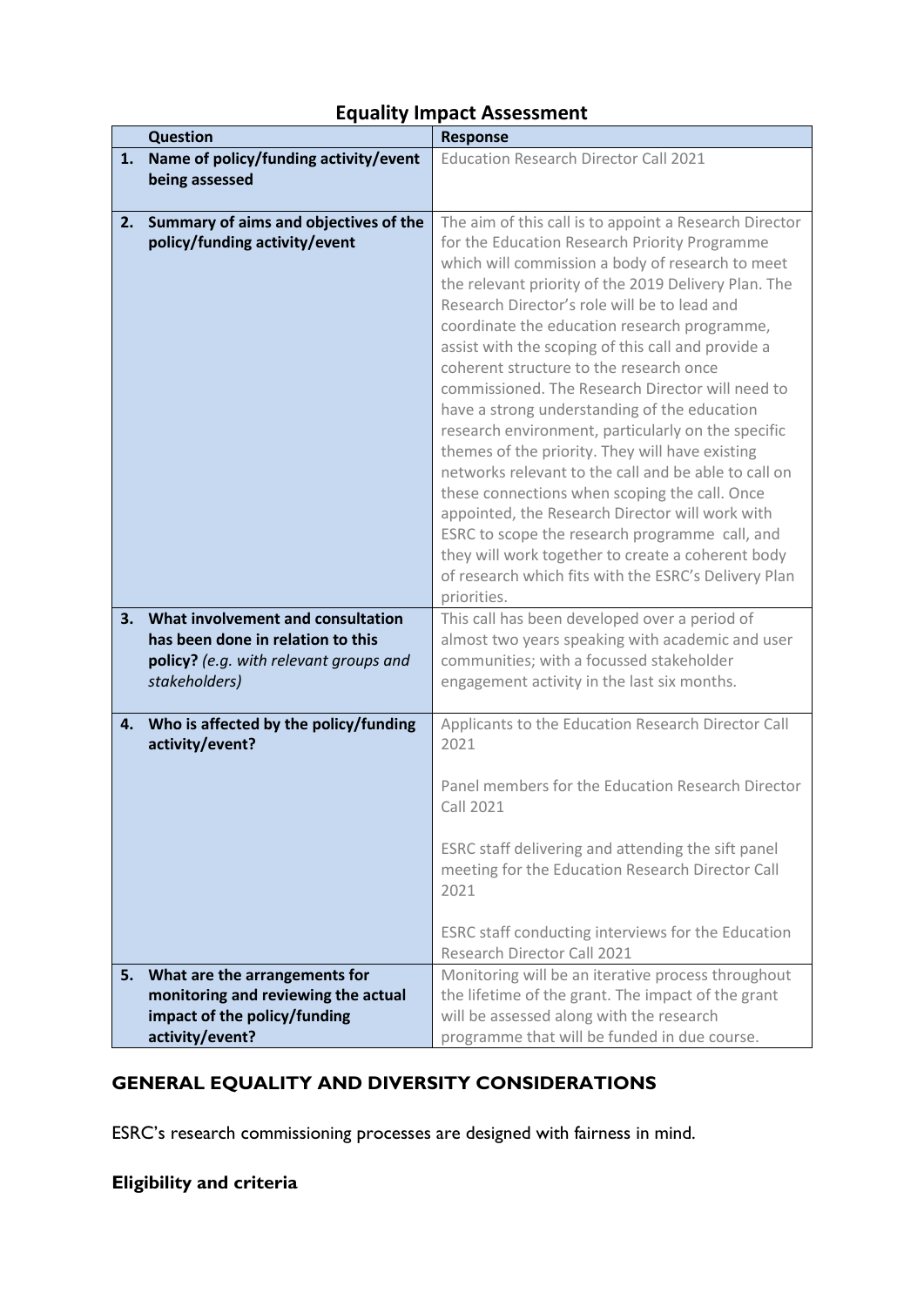# Equality Impact Assessment

| | Question | Response |
|---|---|---|
| 1. | **Name of policy/funding activity/event being assessed** | Education Research Director Call 2021 |
| 2. | **Summary of aims and objectives of the policy/funding activity/event** | The aim of this call is to appoint a Research Director for the Education Research Priority Programme which will commission a body of research to meet the relevant priority of the 2019 Delivery Plan. The Research Director's role will be to lead and coordinate the education research programme, assist with the scoping of this call and provide a coherent structure to the research once commissioned. The Research Director will need to have a strong understanding of the education research environment, particularly on the specific themes of the priority. They will have existing networks relevant to the call and be able to call on these connections when scoping the call. Once appointed, the Research Director will work with ESRC to scope the research programme call, and they will work together to create a coherent body of research which fits with the ESRC's Delivery Plan priorities. |
| 3. | **What involvement and consultation has been done in relation to this policy?** *(e.g. with relevant groups and stakeholders)* | This call has been developed over a period of almost two years speaking with academic and user communities; with a focussed stakeholder engagement activity in the last six months. |
| 4. | **Who is affected by the policy/funding activity/event?** | Applicants to the Education Research Director Call 2021<br><br>Panel members for the Education Research Director Call 2021<br><br>ESRC staff delivering and attending the sift panel meeting for the Education Research Director Call 2021<br><br>ESRC staff conducting interviews for the Education Research Director Call 2021 |
| 5. | **What are the arrangements for monitoring and reviewing the actual impact of the policy/funding activity/event?** | Monitoring will be an iterative process throughout the lifetime of the grant. The impact of the grant will be assessed along with the research programme that will be funded in due course. |

## GENERAL EQUALITY AND DIVERSITY CONSIDERATIONS

ESRC's research commissioning processes are designed with fairness in mind.

### Eligibility and criteria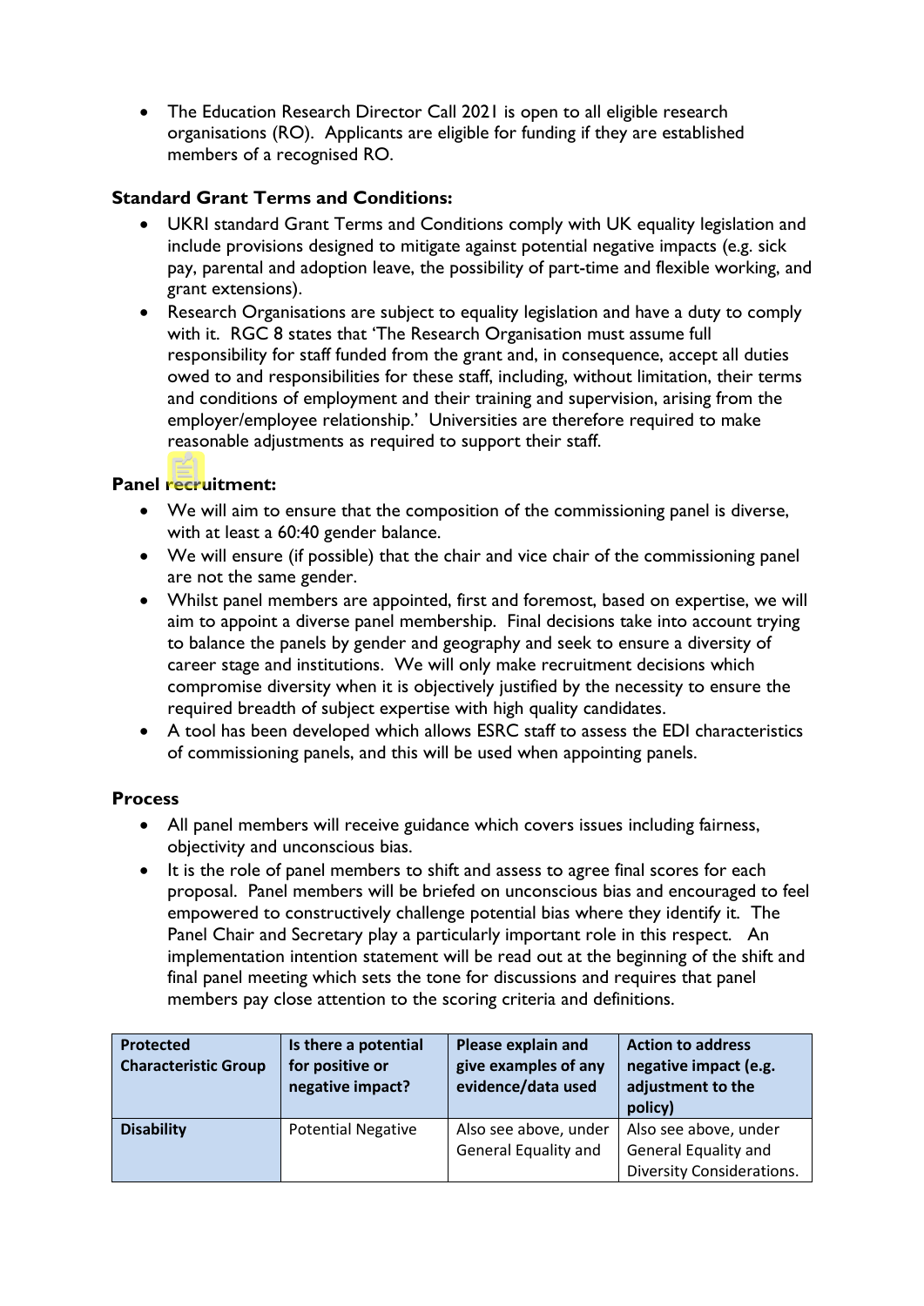- The Education Research Director Call 2021 is open to all eligible research organisations (RO). Applicants are eligible for funding if they are established members of a recognised RO.

**Standard Grant Terms and Conditions:**

- UKRI standard Grant Terms and Conditions comply with UK equality legislation and include provisions designed to mitigate against potential negative impacts (e.g. sick pay, parental and adoption leave, the possibility of part-time and flexible working, and grant extensions).
- Research Organisations are subject to equality legislation and have a duty to comply with it. RGC 8 states that 'The Research Organisation must assume full responsibility for staff funded from the grant and, in consequence, accept all duties owed to and responsibilities for these staff, including, without limitation, their terms and conditions of employment and their training and supervision, arising from the employer/employee relationship.' Universities are therefore required to make reasonable adjustments as required to support their staff.

**Panel recruitment:**

- We will aim to ensure that the composition of the commissioning panel is diverse, with at least a 60:40 gender balance.
- We will ensure (if possible) that the chair and vice chair of the commissioning panel are not the same gender.
- Whilst panel members are appointed, first and foremost, based on expertise, we will aim to appoint a diverse panel membership. Final decisions take into account trying to balance the panels by gender and geography and seek to ensure a diversity of career stage and institutions. We will only make recruitment decisions which compromise diversity when it is objectively justified by the necessity to ensure the required breadth of subject expertise with high quality candidates.
- A tool has been developed which allows ESRC staff to assess the EDI characteristics of commissioning panels, and this will be used when appointing panels.

**Process**

- All panel members will receive guidance which covers issues including fairness, objectivity and unconscious bias.
- It is the role of panel members to shift and assess to agree final scores for each proposal. Panel members will be briefed on unconscious bias and encouraged to feel empowered to constructively challenge potential bias where they identify it. The Panel Chair and Secretary play a particularly important role in this respect. An implementation intention statement will be read out at the beginning of the shift and final panel meeting which sets the tone for discussions and requires that panel members pay close attention to the scoring criteria and definitions.

| Protected Characteristic Group | Is there a potential for positive or negative impact? | Please explain and give examples of any evidence/data used | Action to address negative impact (e.g. adjustment to the policy) |
|---|---|---|---|
| **Disability** | Potential Negative | Also see above, under General Equality and | Also see above, under General Equality and Diversity Considerations. |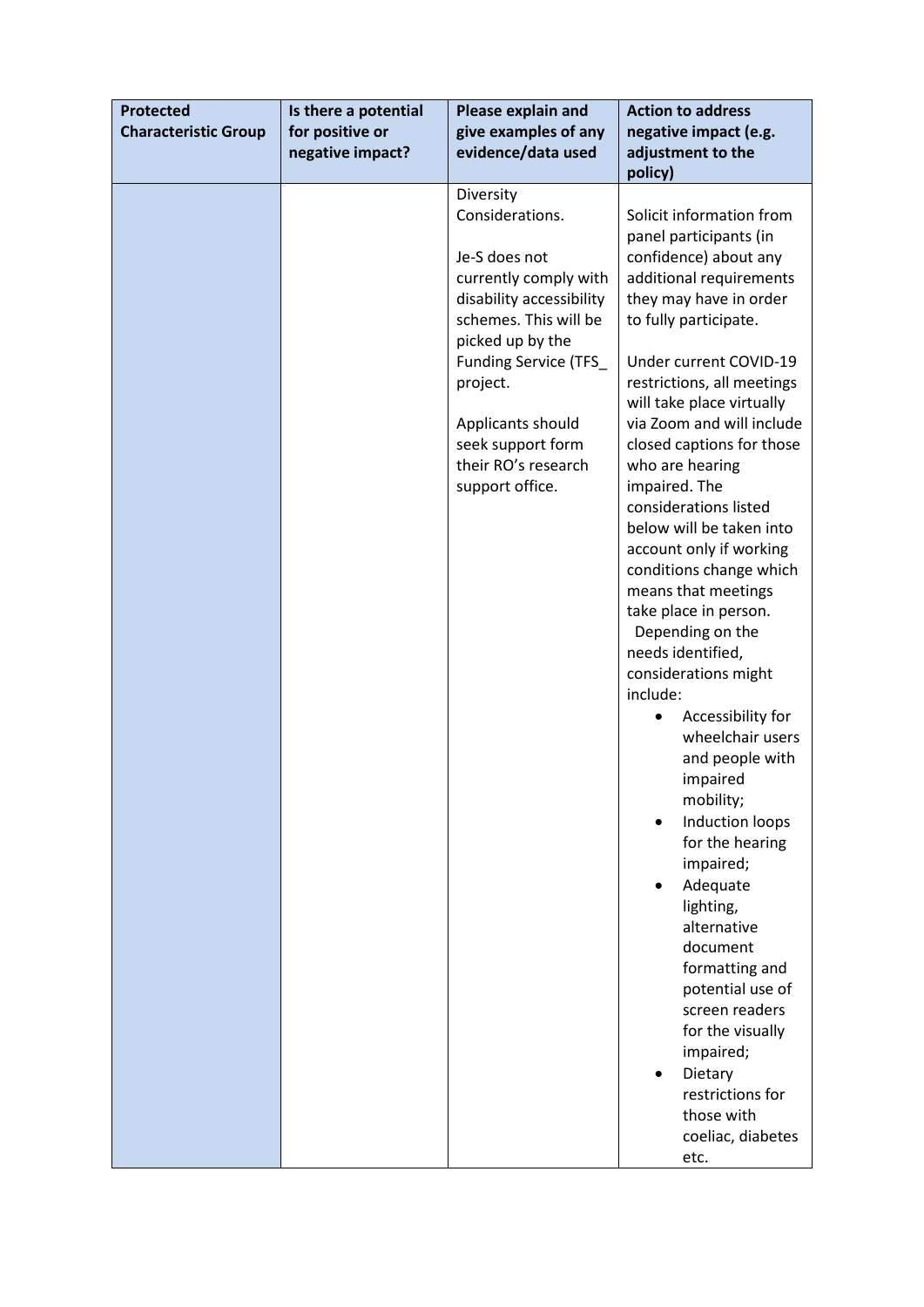| Protected Characteristic Group | Is there a potential for positive or negative impact? | Please explain and give examples of any evidence/data used | Action to address negative impact (e.g. adjustment to the policy) |
|---|---|---|---|
| | | Diversity Considerations.<br><br>Je-S does not currently comply with disability accessibility schemes. This will be picked up by the Funding Service (TFS_ project.<br><br>Applicants should seek support form their RO's research support office. | Solicit information from panel participants (in confidence) about any additional requirements they may have in order to fully participate.<br><br>Under current COVID-19 restrictions, all meetings will take place virtually via Zoom and will include closed captions for those who are hearing impaired. The considerations listed below will be taken into account only if working conditions change which means that meetings take place in person.<br>Depending on the needs identified, considerations might include:<br>• Accessibility for wheelchair users and people with impaired mobility;<br>• Induction loops for the hearing impaired;<br>• Adequate lighting, alternative document formatting and potential use of screen readers for the visually impaired;<br>• Dietary restrictions for those with coeliac, diabetes etc. |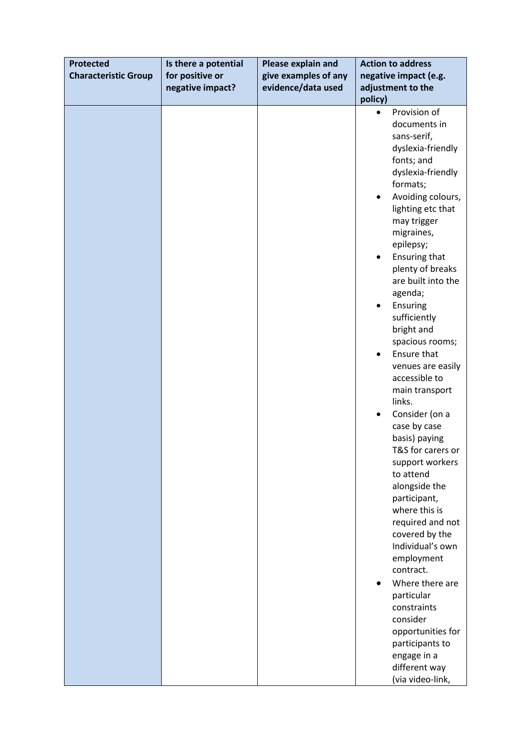| Protected Characteristic Group | Is there a potential for positive or negative impact? | Please explain and give examples of any evidence/data used | Action to address negative impact (e.g. adjustment to the policy) |
|---|---|---|---|
| | | | • Provision of documents in sans-serif, dyslexia-friendly fonts; and dyslexia-friendly formats;<br>• Avoiding colours, lighting etc that may trigger migraines, epilepsy;<br>• Ensuring that plenty of breaks are built into the agenda;<br>• Ensuring sufficiently bright and spacious rooms;<br>• Ensure that venues are easily accessible to main transport links.<br>• Consider (on a case by case basis) paying T&S for carers or support workers to attend alongside the participant, where this is required and not covered by the Individual's own employment contract.<br>• Where there are particular constraints consider opportunities for participants to engage in a different way (via video-link, |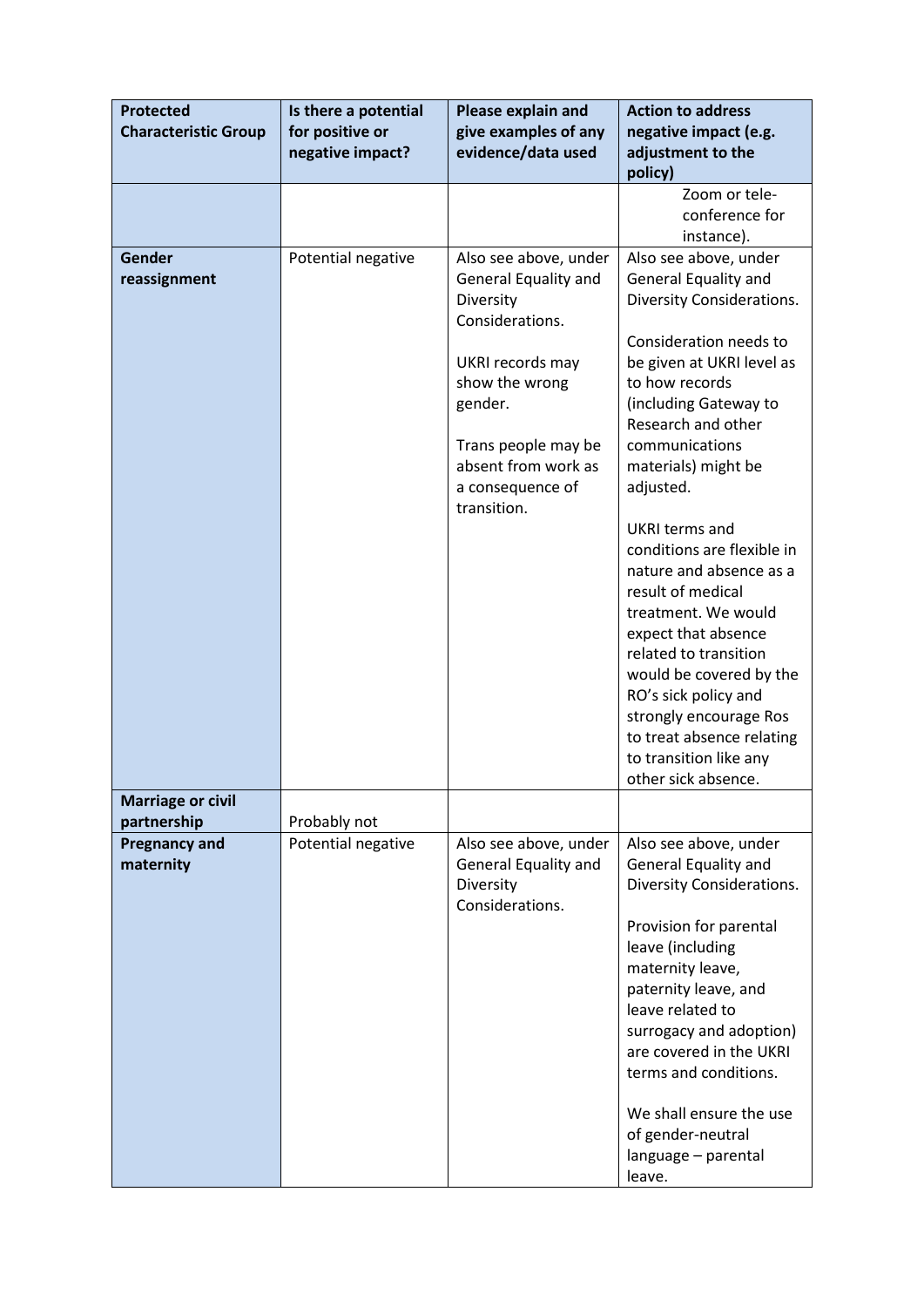| Protected Characteristic Group | Is there a potential for positive or negative impact? | Please explain and give examples of any evidence/data used | Action to address negative impact (e.g. adjustment to the policy) |
|---|---|---|---|
| | | | Zoom or tele-conference for instance). |
| **Gender reassignment** | Potential negative | Also see above, under General Equality and Diversity Considerations.<br><br>UKRI records may show the wrong gender.<br><br>Trans people may be absent from work as a consequence of transition. | Also see above, under General Equality and Diversity Considerations.<br><br>Consideration needs to be given at UKRI level as to how records (including Gateway to Research and other communications materials) might be adjusted.<br><br>UKRI terms and conditions are flexible in nature and absence as a result of medical treatment. We would expect that absence related to transition would be covered by the RO's sick policy and strongly encourage Ros to treat absence relating to transition like any other sick absence. |
| **Marriage or civil partnership** | Probably not | | |
| **Pregnancy and maternity** | Potential negative | Also see above, under General Equality and Diversity Considerations. | Also see above, under General Equality and Diversity Considerations.<br><br>Provision for parental leave (including maternity leave, paternity leave, and leave related to surrogacy and adoption) are covered in the UKRI terms and conditions.<br><br>We shall ensure the use of gender-neutral language – parental leave. |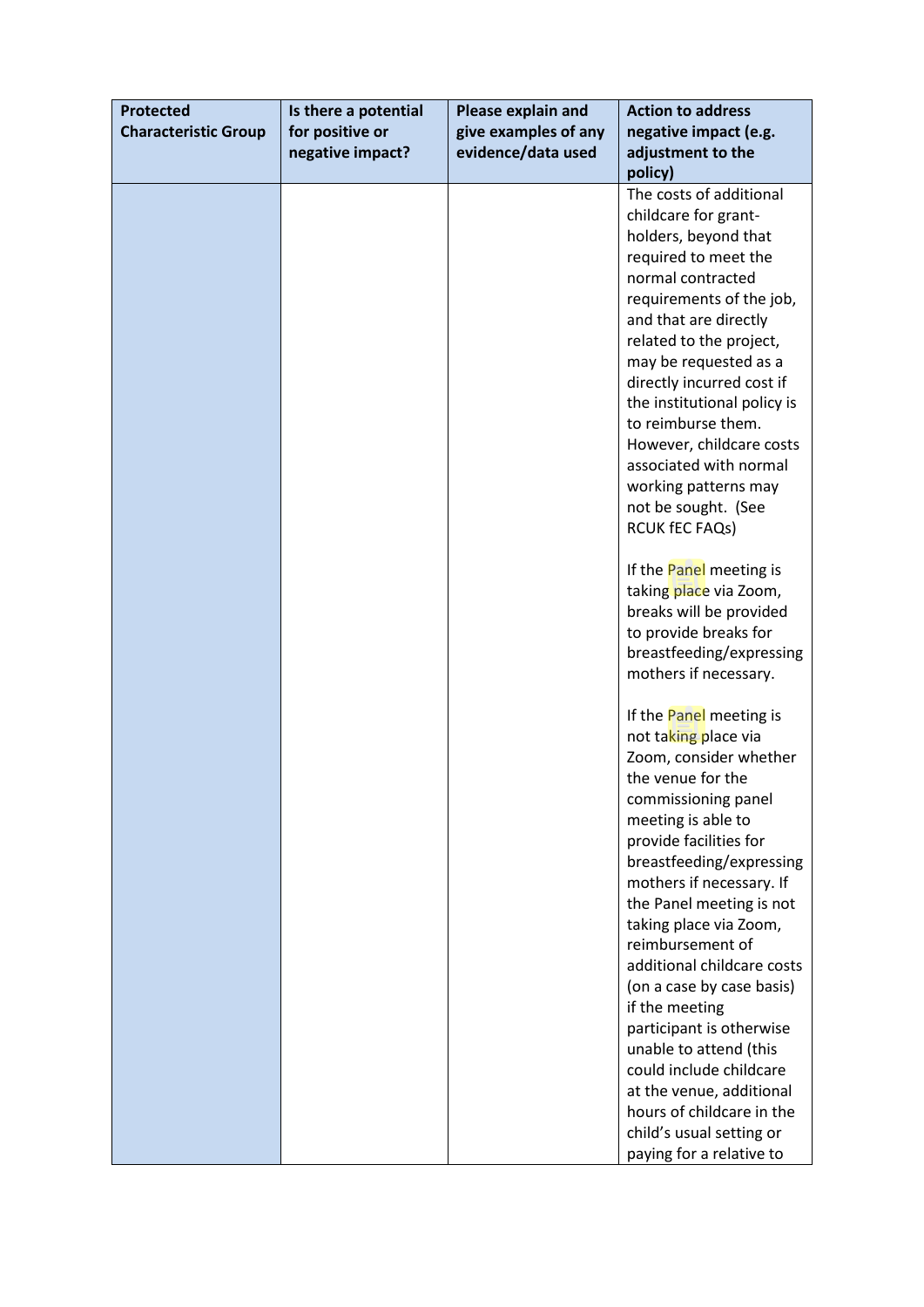| Protected Characteristic Group | Is there a potential for positive or negative impact? | Please explain and give examples of any evidence/data used | Action to address negative impact (e.g. adjustment to the policy) |
|---|---|---|---|
| | | | The costs of additional childcare for grant-holders, beyond that required to meet the normal contracted requirements of the job, and that are directly related to the project, may be requested as a directly incurred cost if the institutional policy is to reimburse them. However, childcare costs associated with normal working patterns may not be sought. (See RCUK fEC FAQs)<br><br>If the Panel meeting is taking place via Zoom, breaks will be provided to provide breaks for breastfeeding/expressing mothers if necessary.<br><br>If the Panel meeting is not taking place via Zoom, consider whether the venue for the commissioning panel meeting is able to provide facilities for breastfeeding/expressing mothers if necessary. If the Panel meeting is not taking place via Zoom, reimbursement of additional childcare costs (on a case by case basis) if the meeting participant is otherwise unable to attend (this could include childcare at the venue, additional hours of childcare in the child's usual setting or paying for a relative to |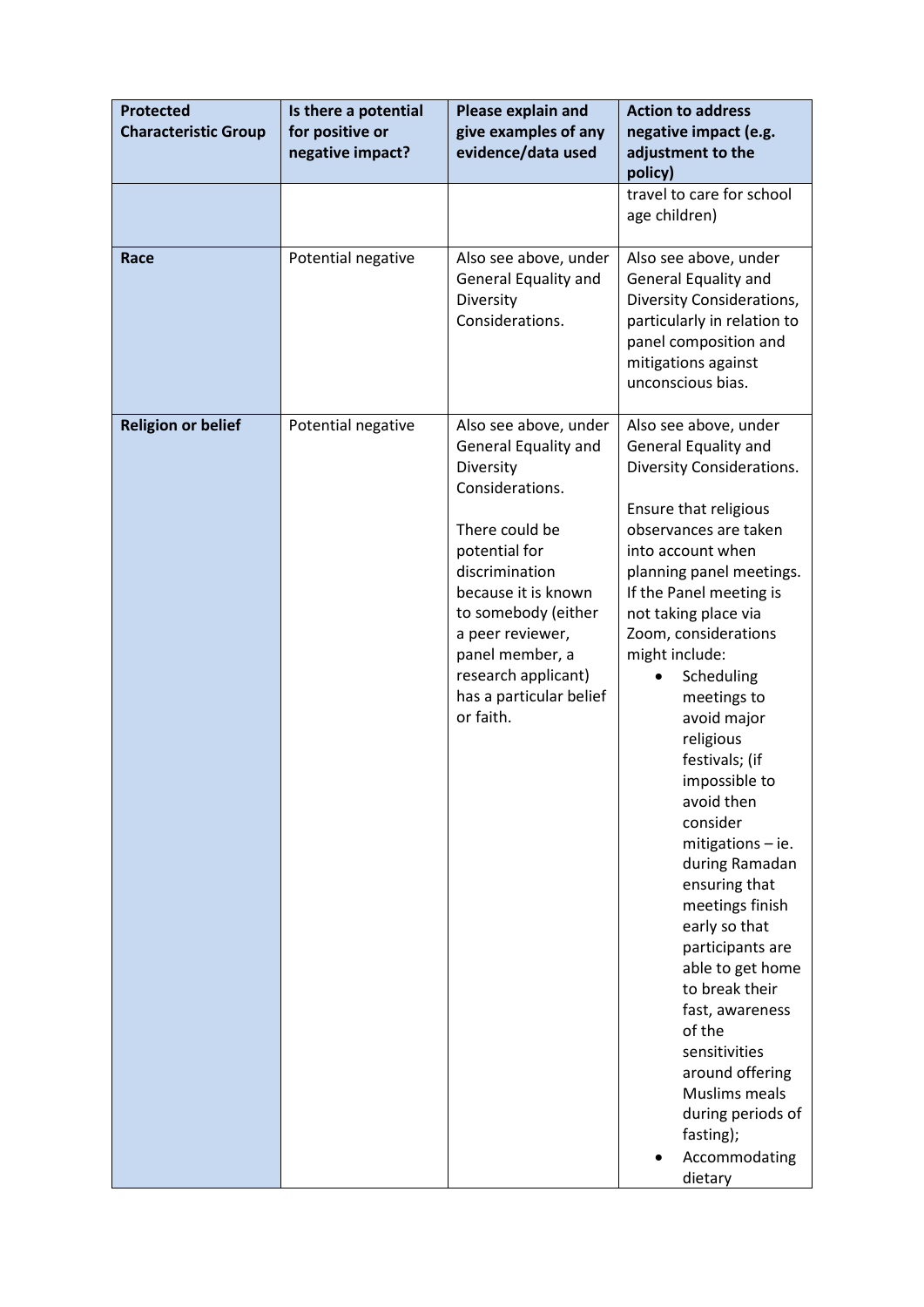| Protected Characteristic Group | Is there a potential for positive or negative impact? | Please explain and give examples of any evidence/data used | Action to address negative impact (e.g. adjustment to the policy) |
|---|---|---|---|
| | | | travel to care for school age children) |
| **Race** | Potential negative | Also see above, under General Equality and Diversity Considerations. | Also see above, under General Equality and Diversity Considerations, particularly in relation to panel composition and mitigations against unconscious bias. |
| **Religion or belief** | Potential negative | Also see above, under General Equality and Diversity Considerations.<br><br>There could be potential for discrimination because it is known to somebody (either a peer reviewer, panel member, a research applicant) has a particular belief or faith. | Also see above, under General Equality and Diversity Considerations.<br><br>Ensure that religious observances are taken into account when planning panel meetings. If the Panel meeting is not taking place via Zoom, considerations might include:<br>• Scheduling meetings to avoid major religious festivals; (if impossible to avoid then consider mitigations – ie. during Ramadan ensuring that meetings finish early so that participants are able to get home to break their fast, awareness of the sensitivities around offering Muslims meals during periods of fasting);<br>• Accommodating dietary |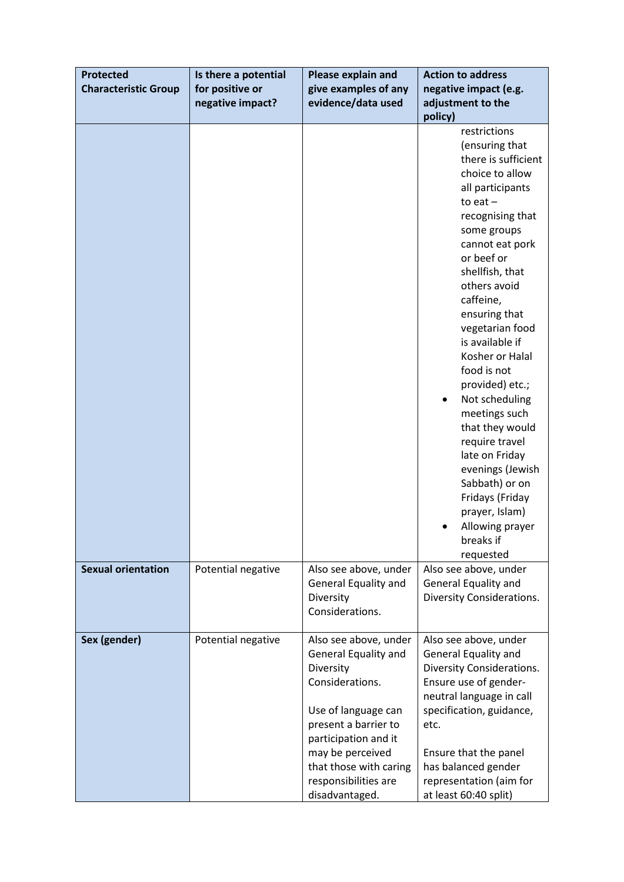| Protected Characteristic Group | Is there a potential for positive or negative impact? | Please explain and give examples of any evidence/data used | Action to address negative impact (e.g. adjustment to the policy) |
|---|---|---|---|
| | | | restrictions (ensuring that there is sufficient choice to allow all participants to eat – recognising that some groups cannot eat pork or beef or shellfish, that others avoid caffeine, ensuring that vegetarian food is available if Kosher or Halal food is not provided) etc.;<br>• Not scheduling meetings such that they would require travel late on Friday evenings (Jewish Sabbath) or on Fridays (Friday prayer, Islam)<br>• Allowing prayer breaks if requested |
| **Sexual orientation** | Potential negative | Also see above, under General Equality and Diversity Considerations. | Also see above, under General Equality and Diversity Considerations. |
| **Sex (gender)** | Potential negative | Also see above, under General Equality and Diversity Considerations.<br><br>Use of language can present a barrier to participation and it may be perceived that those with caring responsibilities are disadvantaged. | Also see above, under General Equality and Diversity Considerations. Ensure use of gender-neutral language in call specification, guidance, etc.<br><br>Ensure that the panel has balanced gender representation (aim for at least 60:40 split) |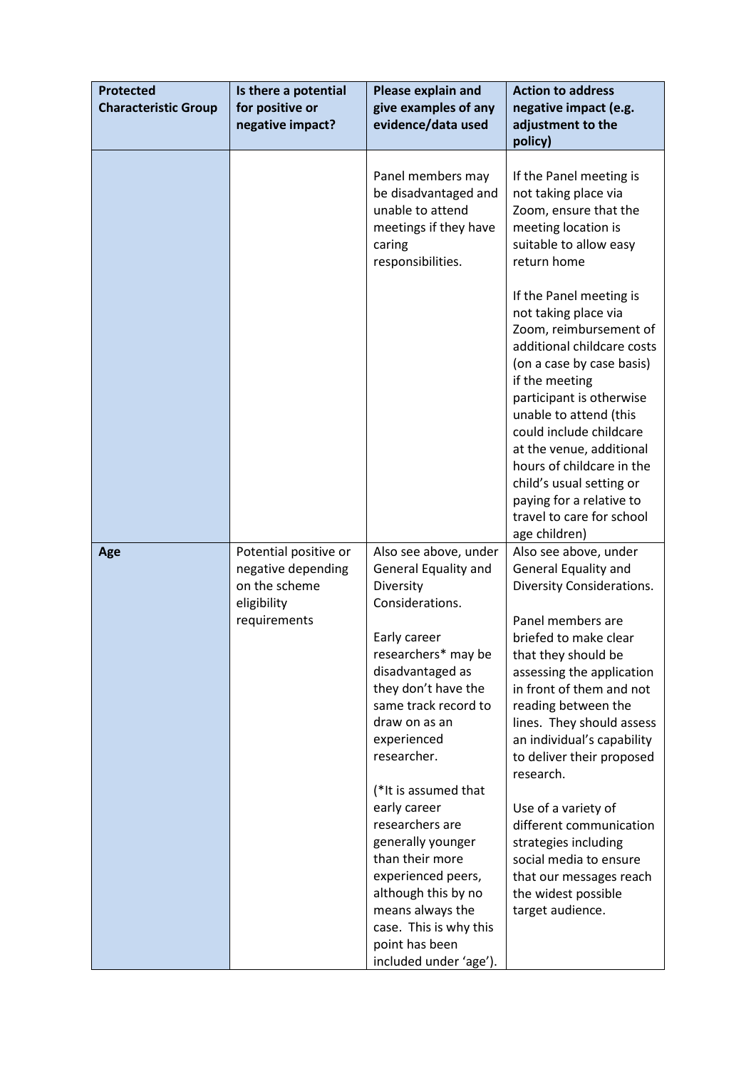| Protected Characteristic Group | Is there a potential for positive or negative impact? | Please explain and give examples of any evidence/data used | Action to address negative impact (e.g. adjustment to the policy) |
| --- | --- | --- | --- |
| | | Panel members may be disadvantaged and unable to attend meetings if they have caring responsibilities. | If the Panel meeting is not taking place via Zoom, ensure that the meeting location is suitable to allow easy return home<br><br>If the Panel meeting is not taking place via Zoom, reimbursement of additional childcare costs (on a case by case basis) if the meeting participant is otherwise unable to attend (this could include childcare at the venue, additional hours of childcare in the child's usual setting or paying for a relative to travel to care for school age children) |
| **Age** | Potential positive or negative depending on the scheme eligibility requirements | Also see above, under General Equality and Diversity Considerations.<br><br>Early career researchers* may be disadvantaged as they don't have the same track record to draw on as an experienced researcher.<br><br>(*It is assumed that early career researchers are generally younger than their more experienced peers, although this by no means always the case. This is why this point has been included under 'age'). | Also see above, under General Equality and Diversity Considerations.<br><br>Panel members are briefed to make clear that they should be assessing the application in front of them and not reading between the lines. They should assess an individual's capability to deliver their proposed research.<br><br>Use of a variety of different communication strategies including social media to ensure that our messages reach the widest possible target audience. |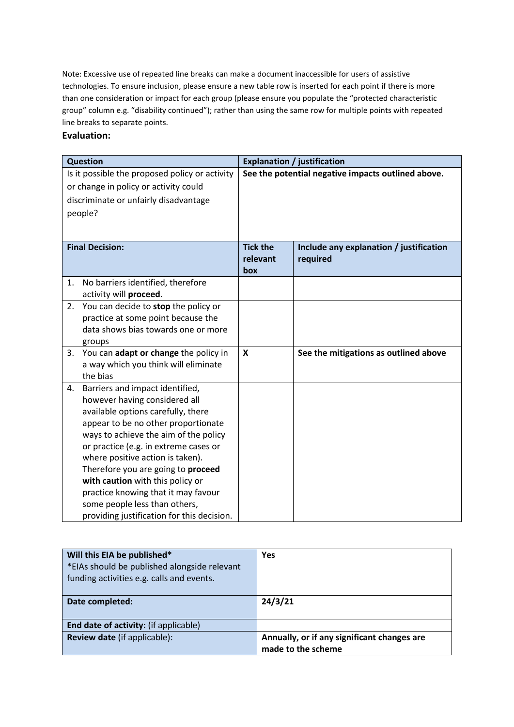Note: Excessive use of repeated line breaks can make a document inaccessible for users of assistive technologies. To ensure inclusion, please ensure a new table row is inserted for each point if there is more than one consideration or impact for each group (please ensure you populate the "protected characteristic group" column e.g. "disability continued"); rather than using the same row for multiple points with repeated line breaks to separate points.

### Evaluation:

| Question | Explanation / justification | |
|---|---|---|
| Is it possible the proposed policy or activity or change in policy or activity could discriminate or unfairly disadvantage people? | **See the potential negative impacts outlined above.** | |
| **Final Decision:** | **Tick the relevant box** | **Include any explanation / justification required** |
| 1. No barriers identified, therefore activity will **proceed**. | | |
| 2. You can decide to **stop** the policy or practice at some point because the data shows bias towards one or more groups | | |
| 3. You can **adapt or change** the policy in a way which you think will eliminate the bias | **X** | **See the mitigations as outlined above** |
| 4. Barriers and impact identified, however having considered all available options carefully, there appear to be no other proportionate ways to achieve the aim of the policy or practice (e.g. in extreme cases or where positive action is taken). Therefore you are going to **proceed with caution** with this policy or practice knowing that it may favour some people less than others, providing justification for this decision. | | |

| | |
|---|---|
| **Will this EIA be published***<br>*EIAs should be published alongside relevant funding activities e.g. calls and events. | **Yes** |
| **Date completed:** | **24/3/21** |
| **End date of activity:** (if applicable) | |
| **Review date** (if applicable): | **Annually, or if any significant changes are made to the scheme** |